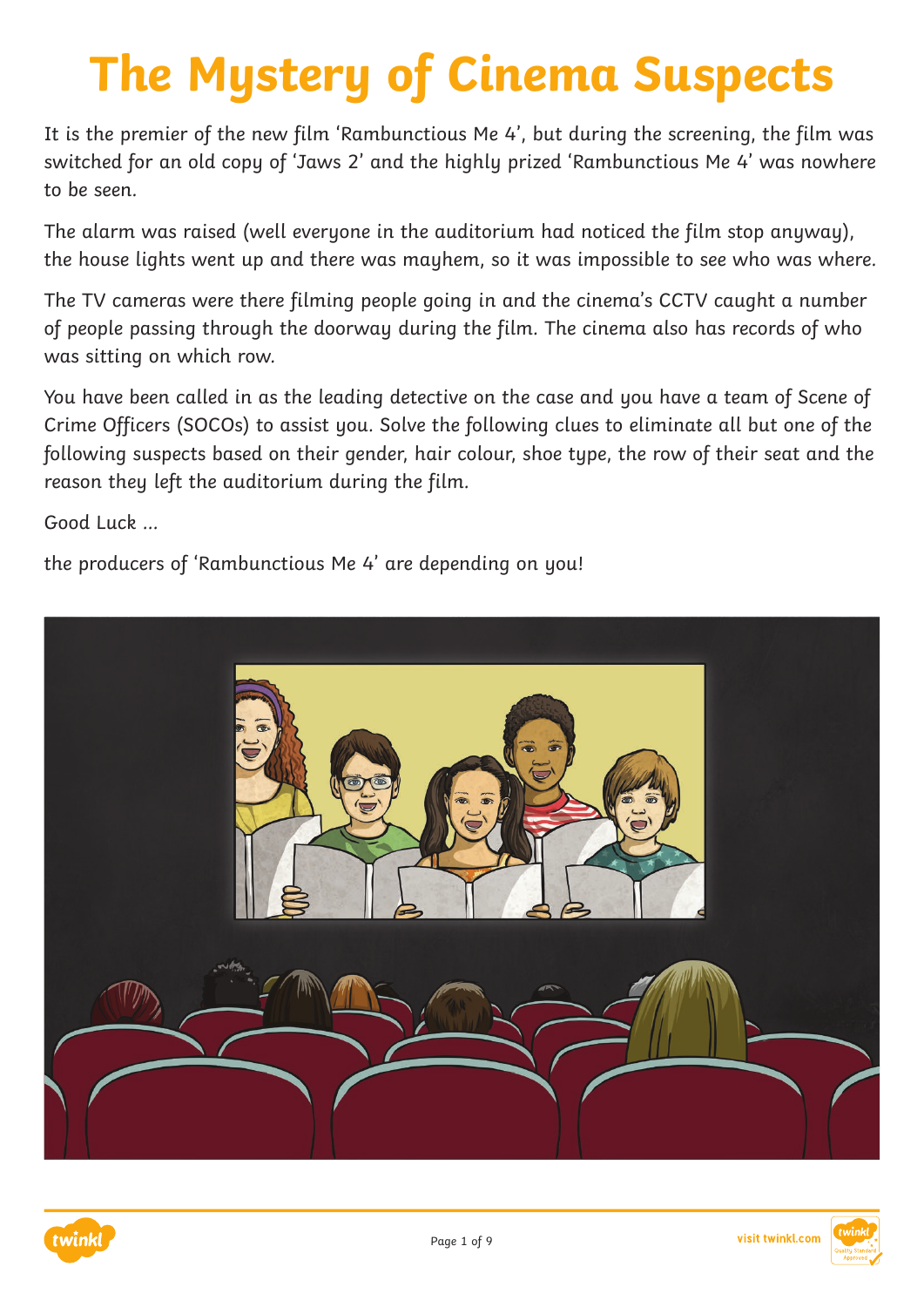# The Mystery of Cinema Suspects

It is the premier of the new film 'Rambunctious Me 4', but during the screening, the film was switched for an old copy of 'Jaws 2' and the highly prized 'Rambunctious Me 4' was nowhere to be seen.

The alarm was raised (well everyone in the auditorium had noticed the film stop anyway), the house lights went up and there was mayhem, so it was impossible to see who was where.

The TV cameras were there filming people going in and the cinema's CCTV caught a number of people passing through the doorway during the film. The cinema also has records of who was sitting on which row.

You have been called in as the leading detective on the case and you have a team of Scene of Crime Officers (SOCOs) to assist you. Solve the following clues to eliminate all but one of the following suspects based on their gender, hair colour, shoe type, the row of their seat and the reason they left the auditorium during the film.

Good Luck ...

the producers of 'Rambunctious Me 4' are depending on you!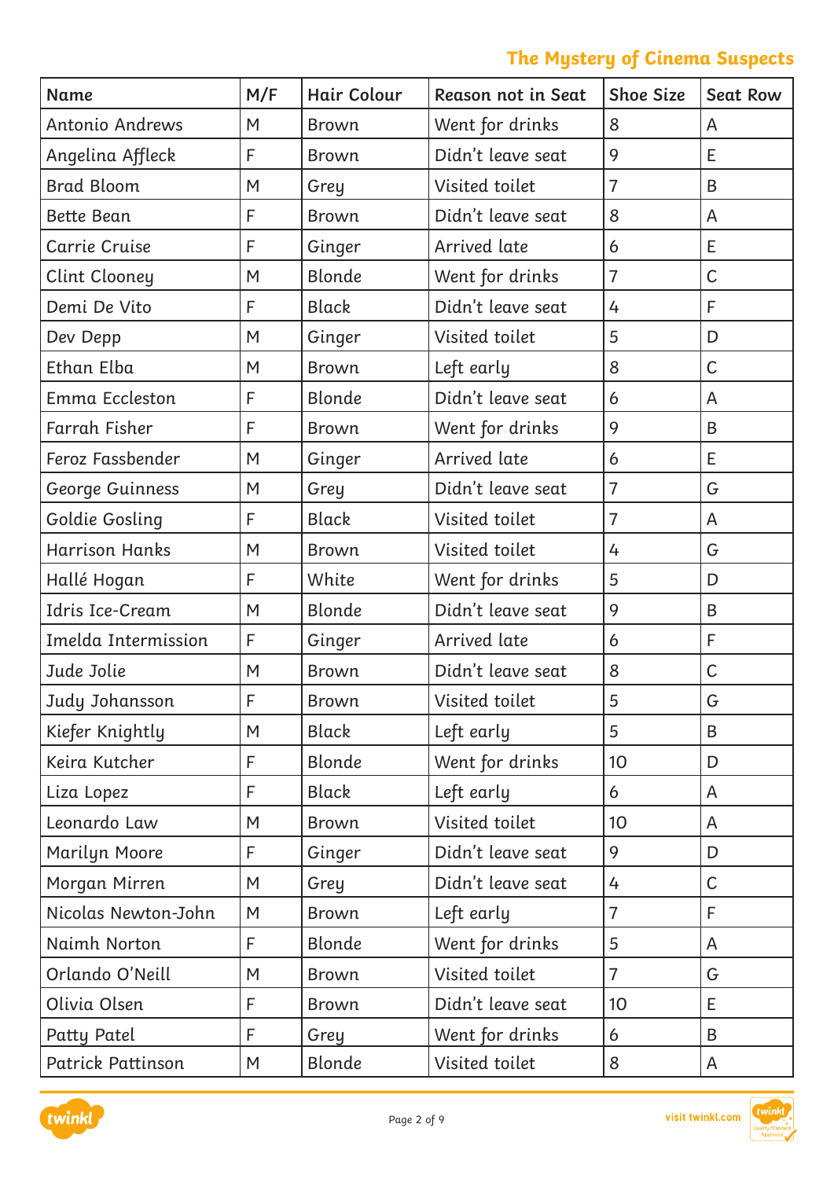| Name | M/F | Hair Colour | Reason not in Seat | Shoe Size | Seat Row |
|---|---|---|---|---|---|
| Antonio Andrews | M | Brown | Went for drinks | 8 | A |
| Angelina Affleck | F | Brown | Didn't leave seat | 9 | E |
| Brad Bloom | M | Grey | Visited toilet | 7 | B |
| Bette Bean | F | Brown | Didn't leave seat | 8 | A |
| Carrie Cruise | F | Ginger | Arrived late | 6 | E |
| Clint Clooney | M | Blonde | Went for drinks | 7 | C |
| Demi De Vito | F | Black | Didn't leave seat | 4 | F |
| Dev Depp | M | Ginger | Visited toilet | 5 | D |
| Ethan Elba | M | Brown | Left early | 8 | C |
| Emma Eccleston | F | Blonde | Didn't leave seat | 6 | A |
| Farrah Fisher | F | Brown | Went for drinks | 9 | B |
| Feroz Fassbender | M | Ginger | Arrived late | 6 | E |
| George Guinness | M | Grey | Didn't leave seat | 7 | G |
| Goldie Gosling | F | Black | Visited toilet | 7 | A |
| Harrison Hanks | M | Brown | Visited toilet | 4 | G |
| Hallé Hogan | F | White | Went for drinks | 5 | D |
| Idris Ice-Cream | M | Blonde | Didn't leave seat | 9 | B |
| Imelda Intermission | F | Ginger | Arrived late | 6 | F |
| Jude Jolie | M | Brown | Didn't leave seat | 8 | C |
| Judy Johansson | F | Brown | Visited toilet | 5 | G |
| Kiefer Knightly | M | Black | Left early | 5 | B |
| Keira Kutcher | F | Blonde | Went for drinks | 10 | D |
| Liza Lopez | F | Black | Left early | 6 | A |
| Leonardo Law | M | Brown | Visited toilet | 10 | A |
| Marilyn Moore | F | Ginger | Didn't leave seat | 9 | D |
| Morgan Mirren | M | Grey | Didn't leave seat | 4 | C |
| Nicolas Newton-John | M | Brown | Left early | 7 | F |
| Naimh Norton | F | Blonde | Went for drinks | 5 | A |
| Orlando O'Neill | M | Brown | Visited toilet | 7 | G |
| Olivia Olsen | F | Brown | Didn't leave seat | 10 | E |
| Patty Patel | F | Grey | Went for drinks | 6 | B |
| Patrick Pattinson | M | Blonde | Visited toilet | 8 | A |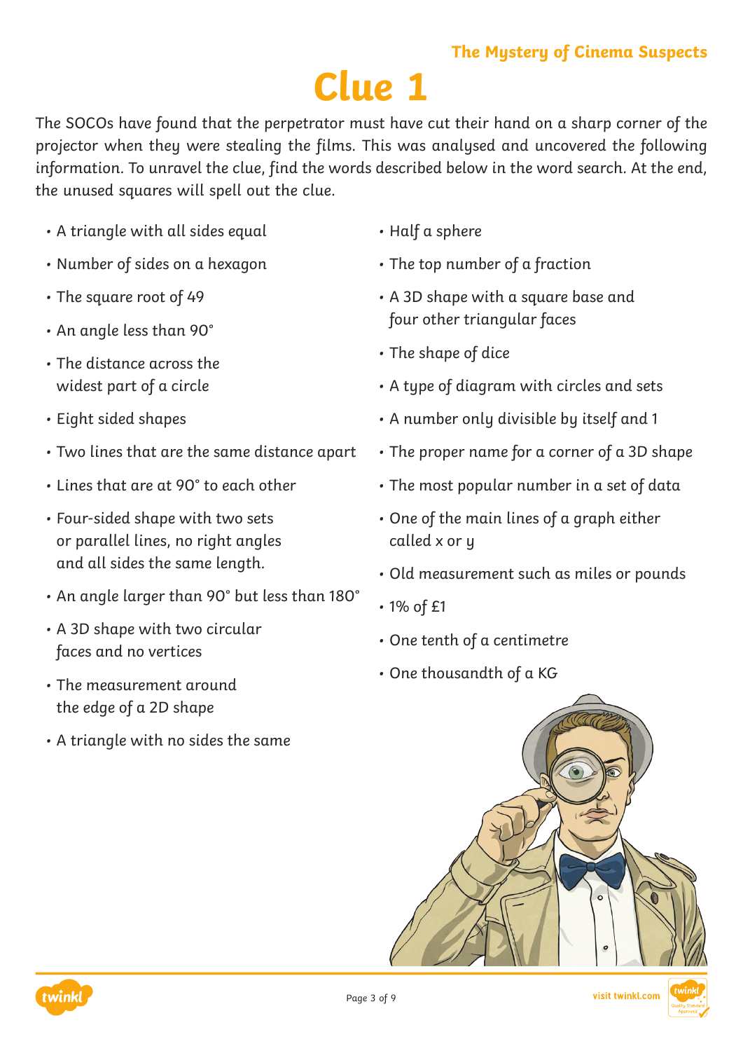# Clue 1

The SOCOs have found that the perpetrator must have cut their hand on a sharp corner of the projector when they were stealing the films. This was analysed and uncovered the following information. To unravel the clue, find the words described below in the word search. At the end, the unused squares will spell out the clue.

- A triangle with all sides equal
- Number of sides on a hexagon
- The square root of 49
- An angle less than 90°
- The distance across the widest part of a circle
- Eight sided shapes
- Two lines that are the same distance apart
- Lines that are at 90° to each other
- Four-sided shape with two sets or parallel lines, no right angles and all sides the same length.
- An angle larger than 90° but less than 180°
- A 3D shape with two circular faces and no vertices
- The measurement around the edge of a 2D shape
- A triangle with no sides the same
- Half a sphere
- The top number of a fraction
- A 3D shape with a square base and four other triangular faces
- The shape of dice
- A type of diagram with circles and sets
- A number only divisible by itself and 1
- The proper name for a corner of a 3D shape
- The most popular number in a set of data
- One of the main lines of a graph either called x or y
- Old measurement such as miles or pounds
- 1% of £1
- One tenth of a centimetre
- One thousandth of a KG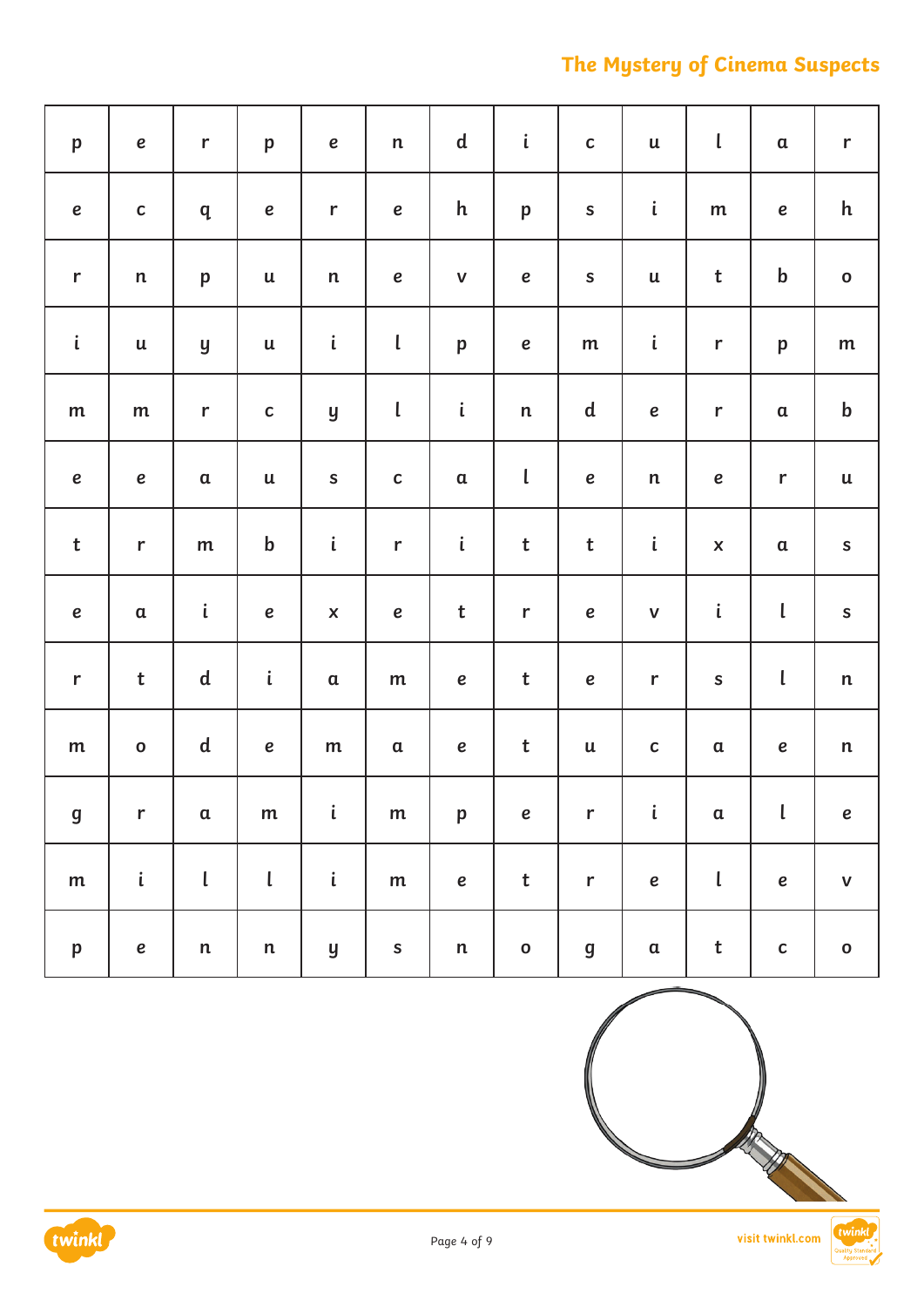| | | | | | | | | | | | | |
|---|---|---|---|---|---|---|---|---|---|---|---|---|
| p | e | r | p | e | n | d | i | c | u | l | a | r |
| e | c | q | e | r | e | h | p | s | i | m | e | h |
| r | n | p | u | n | e | v | e | s | u | t | b | o |
| i | u | y | u | i | l | p | e | m | i | r | p | m |
| m | m | r | c | y | l | i | n | d | e | r | a | b |
| e | e | a | u | s | c | a | l | e | n | e | r | u |
| t | r | m | b | i | r | i | t | t | i | x | a | s |
| e | a | i | e | x | e | t | r | e | v | i | l | s |
| r | t | d | i | a | m | e | t | e | r | s | l | n |
| m | o | d | e | m | a | e | t | u | c | a | e | n |
| g | r | a | m | i | m | p | e | r | i | a | l | e |
| m | i | l | l | i | m | e | t | r | e | l | e | v |
| p | e | n | n | y | s | n | o | g | a | t | c | o |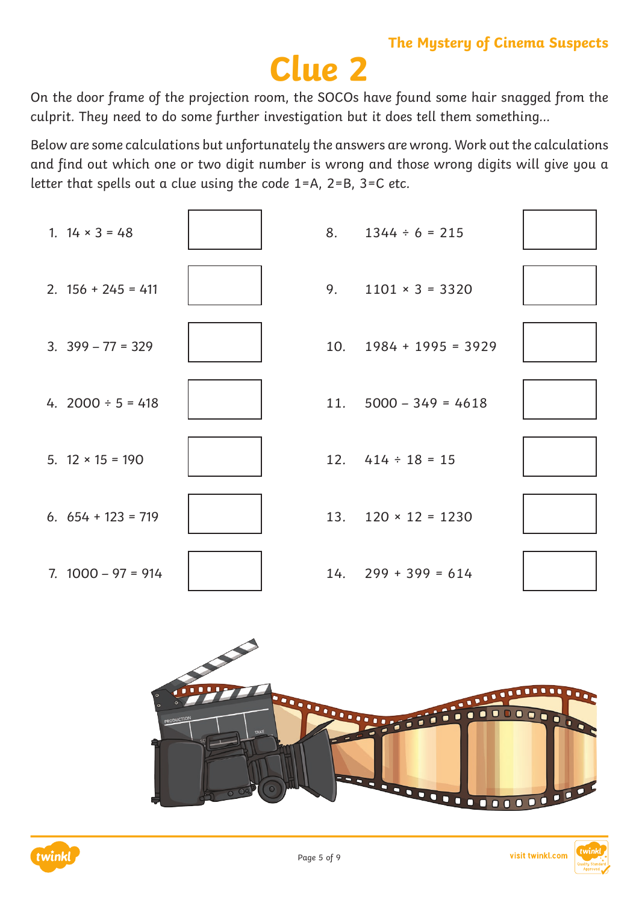The Mystery of Cinema Suspects

# Clue 2

On the door frame of the projection room, the SOCOs have found some hair snagged from the culprit. They need to do some further investigation but it does tell them something...

Below are some calculations but unfortunately the answers are wrong. Work out the calculations and find out which one or two digit number is wrong and those wrong digits will give you a letter that spells out a clue using the code 1=A, 2=B, 3=C etc.

| | | | | | |
|---|---|---|---|---|---|
| 1. | 14 × 3 = 48 | | 8. | 1344 ÷ 6 = 215 | |
| 2. | 156 + 245 = 411 | | 9. | 1101 × 3 = 3320 | |
| 3. | 399 – 77 = 329 | | 10. | 1984 + 1995 = 3929 | |
| 4. | 2000 ÷ 5 = 418 | | 11. | 5000 – 349 = 4618 | |
| 5. | 12 × 15 = 190 | | 12. | 414 ÷ 18 = 15 | |
| 6. | 654 + 123 = 719 | | 13. | 120 × 12 = 1230 | |
| 7. | 1000 – 97 = 914 | | 14. | 299 + 399 = 614 | |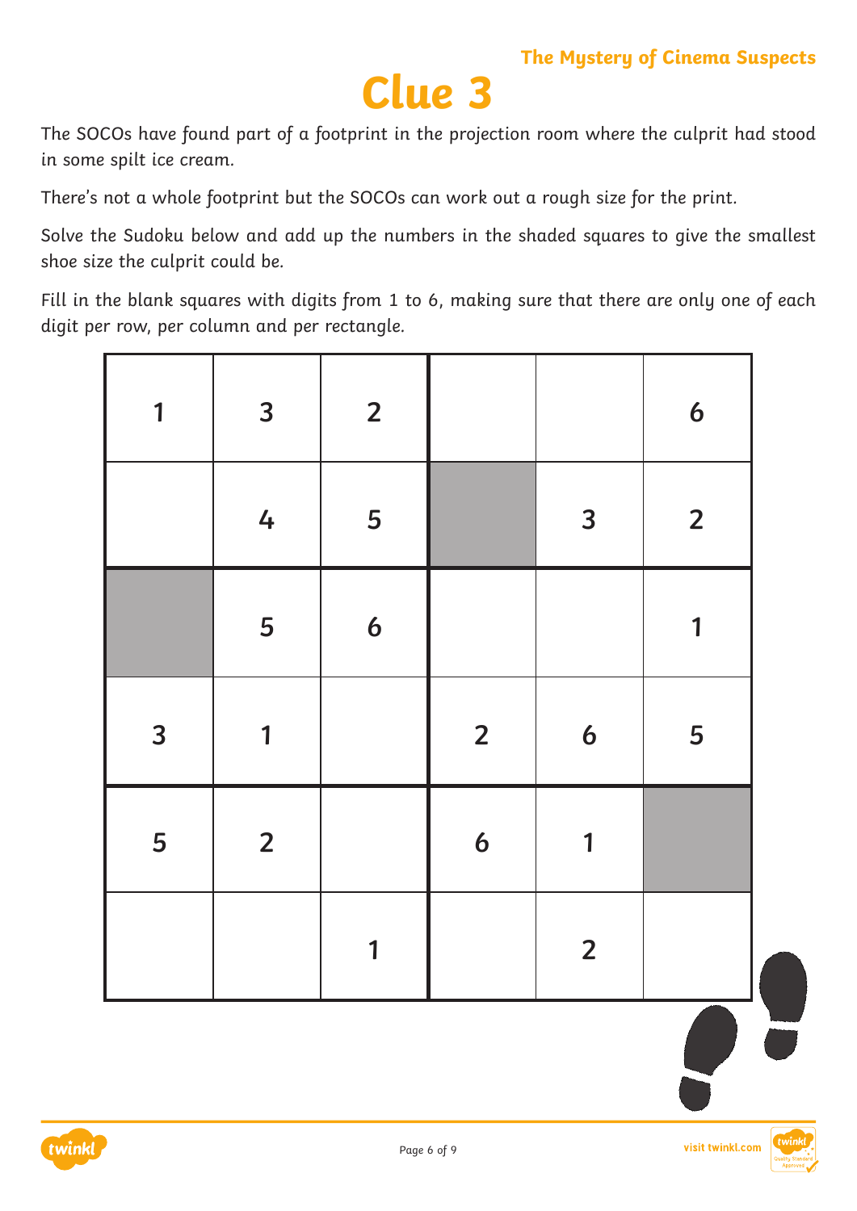# Clue 3

The SOCOs have found part of a footprint in the projection room where the culprit had stood in some spilt ice cream.

There's not a whole footprint but the SOCOs can work out a rough size for the print.

Solve the Sudoku below and add up the numbers in the shaded squares to give the smallest shoe size the culprit could be.

Fill in the blank squares with digits from 1 to 6, making sure that there are only one of each digit per row, per column and per rectangle.

| | | | | | |
|---|---|---|---|---|---|
| 1 | 3 | 2 | | | 6 |
| | 4 | 5 | | 3 | 2 |
| | 5 | 6 | | | 1 |
| 3 | 1 | | 2 | 6 | 5 |
| 5 | 2 | | 6 | 1 | |
| | | 1 | | 2 | |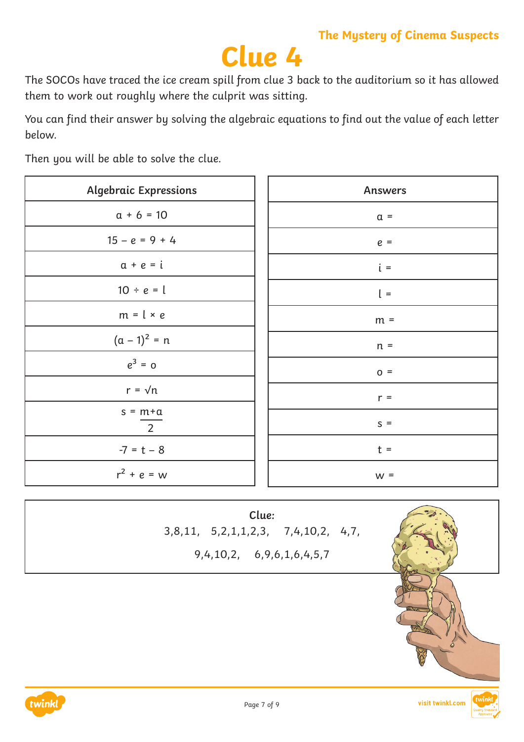# Clue 4

The SOCOs have traced the ice cream spill from clue 3 back to the auditorium so it has allowed them to work out roughly where the culprit was sitting.

You can find their answer by solving the algebraic equations to find out the value of each letter below.

Then you will be able to solve the clue.

| Algebraic Expressions | Answers |
|---|---|
| $a + 6 = 10$ | $a =$ |
| $15 - e = 9 + 4$ | $e =$ |
| $a + e = i$ | $i =$ |
| $10 \div e = l$ | $l =$ |
| $m = l \times e$ | $m =$ |
| $(a - 1)^2 = n$ | $n =$ |
| $e^3 = o$ | $o =$ |
| $r = \sqrt{n}$ | $r =$ |
| $s = \frac{m+a}{2}$ | $s =$ |
| $-7 = t - 8$ | $t =$ |
| $r^2 + e = w$ | $w =$ |

**Clue:**

3,8,11, 5,2,1,1,2,3, 7,4,10,2, 4,7,

9,4,10,2, 6,9,6,1,6,4,5,7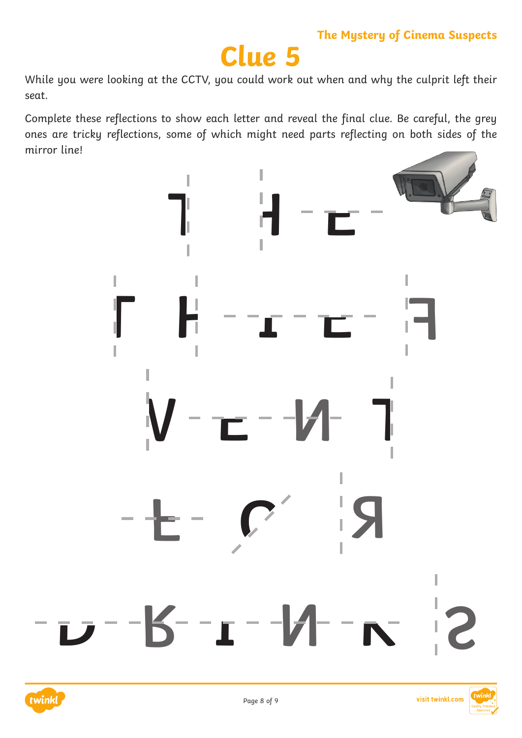# Clue 5

While you were looking at the CCTV, you could work out when and why the culprit left their seat.

Complete these reflections to show each letter and reveal the final clue. Be careful, the grey ones are tricky reflections, some of which might need parts reflecting on both sides of the mirror line!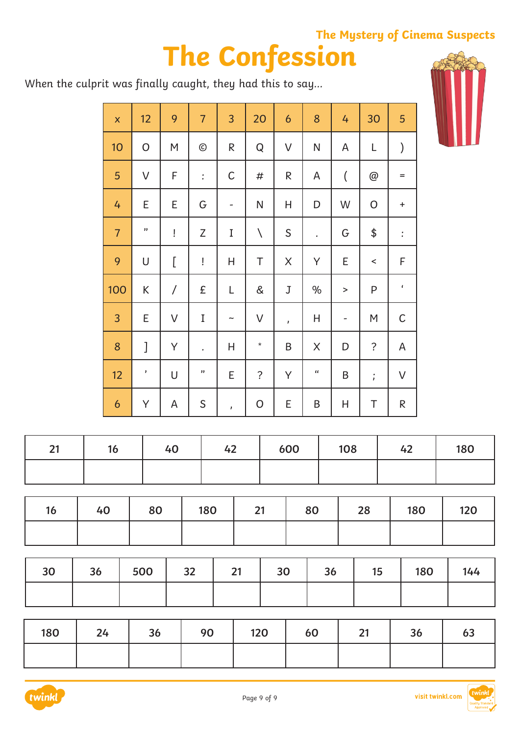The Mystery of Cinema Suspects

# The Confession

When the culprit was finally caught, they had this to say...

| x | 12 | 9 | 7 | 3 | 20 | 6 | 8 | 4 | 30 | 5 |
|---|---|---|---|---|---|---|---|---|---|---|
| 10 | O | M | © | R | Q | V | N | A | L | ) |
| 5 | V | F | : | C | # | R | A | ( | @ | = |
| 4 | E | E | G | - | N | H | D | W | O | + |
| 7 | " | ! | Z | I | \ | S | . | G | $ | : |
| 9 | U | [ | ! | H | T | X | Y | E | < | F |
| 100 | K | / | £ | L | & | J | % | > | P | ‘ |
| 3 | E | V | I | ~ | V | , | H | - | M | C |
| 8 | ] | Y | . | H | * | B | X | D | ? | A |
| 12 | ' | U | " | E | ? | Y | “ | B | ; | V |
| 6 | Y | A | S | , | O | E | B | H | T | R |

| 21 | 16 | 40 | 42 | 600 | 108 | 42 | 180 |
|---|---|---|---|---|---|---|---|
| | | | | | | | |

| 16 | 40 | 80 | 180 | 21 | 80 | 28 | 180 | 120 |
|---|---|---|---|---|---|---|---|---|
| | | | | | | | | |

| 30 | 36 | 500 | 32 | 21 | 30 | 36 | 15 | 180 | 144 |
|---|---|---|---|---|---|---|---|---|---|
| | | | | | | | | | |

| 180 | 24 | 36 | 90 | 120 | 60 | 21 | 36 | 63 |
|---|---|---|---|---|---|---|---|---|
| | | | | | | | | |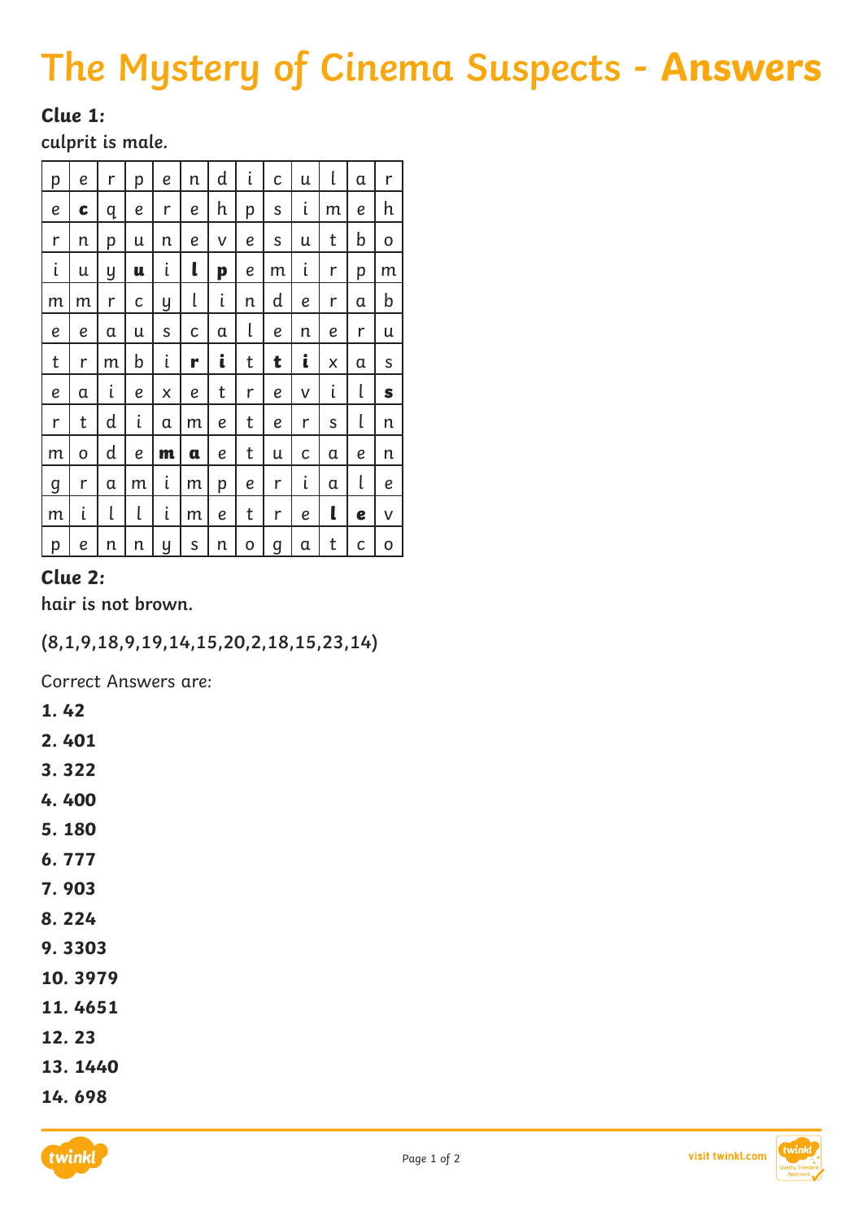# The Mystery of Cinema Suspects - **Answers**

**Clue 1:**

**culprit is male.**

| | | | | | | | | | | | | |
|---|---|---|---|---|---|---|---|---|---|---|---|---|
| p | e | r | p | e | n | d | i | c | u | l | a | r |
| e | **c** | q | e | r | e | h | p | s | i | m | e | h |
| r | n | p | u | n | e | v | e | s | u | t | b | o |
| i | u | y | **u** | i | **l** | **p** | e | m | i | r | p | m |
| m | m | r | c | y | l | i | n | d | e | r | a | b |
| e | e | a | u | s | c | a | l | e | n | e | r | u |
| t | r | m | b | i | **r** | **i** | t | **t** | **i** | x | a | s |
| e | a | i | e | x | e | t | r | e | v | i | l | **s** |
| r | t | d | i | a | m | e | t | e | r | s | l | n |
| m | o | d | e | **m** | **a** | e | t | u | c | a | e | n |
| g | r | a | m | i | m | p | e | r | i | a | l | e |
| m | i | l | l | i | m | e | t | r | e | **l** | **e** | v |
| p | e | n | n | y | s | n | o | g | a | t | c | o |

**Clue 2:**

**hair is not brown.**

**(8,1,9,18,9,19,14,15,20,2,18,15,23,14)**

Correct Answers are:

**1. 42**

**2. 401**

**3. 322**

**4. 400**

**5. 180**

**6. 777**

**7. 903**

**8. 224**

**9. 3303**

**10. 3979**

**11. 4651**

**12. 23**

**13. 1440**

**14. 698**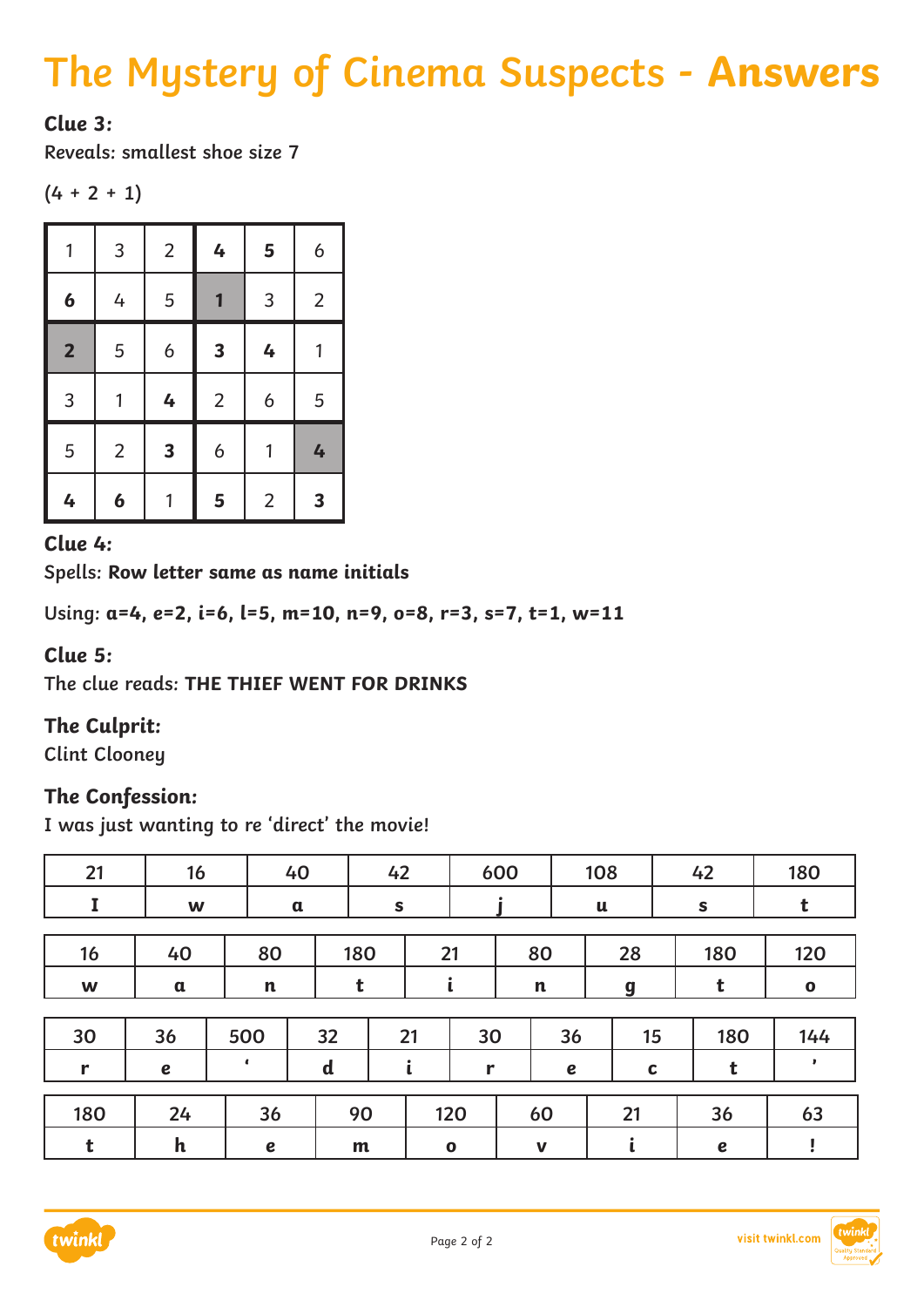# The Mystery of Cinema Suspects - **Answers**

### Clue 3:

Reveals: smallest shoe size 7

(4 + 2 + 1)

| | | | | | |
|---|---|---|---|---|---|
| 1 | 3 | 2 | **4** | **5** | 6 |
| **6** | 4 | 5 | **1** | 3 | 2 |
| **2** | 5 | 6 | **3** | **4** | 1 |
| 3 | 1 | **4** | 2 | 6 | 5 |
| 5 | 2 | **3** | 6 | 1 | **4** |
| **4** | **6** | 1 | **5** | 2 | **3** |

### Clue 4:

Spells: **Row letter same as name initials**

Using: **a=4, e=2, i=6, l=5, m=10, n=9, o=8, r=3, s=7, t=1, w=11**

### Clue 5:

The clue reads: **THE THIEF WENT FOR DRINKS**

### The Culprit:

Clint Clooney

### The Confession:

I was just wanting to re 'direct' the movie!

| 21 | 16 | 40 | 42 | 600 | 108 | 42 | 180 |
|---|---|---|---|---|---|---|---|
| **I** | **w** | **a** | **s** | **j** | **u** | **s** | **t** |

| 16 | 40 | 80 | 180 | 21 | 80 | 28 | 180 | 120 |
|---|---|---|---|---|---|---|---|---|
| **w** | **a** | **n** | **t** | **i** | **n** | **g** | **t** | **o** |

| 30 | 36 | 500 | 32 | 21 | 30 | 36 | 15 | 180 | 144 |
|---|---|---|---|---|---|---|---|---|---|
| **r** | **e** | **'** | **d** | **i** | **r** | **e** | **c** | **t** | **'** |

| 180 | 24 | 36 | 90 | 120 | 60 | 21 | 36 | 63 |
|---|---|---|---|---|---|---|---|---|
| **t** | **h** | **e** | **m** | **o** | **v** | **i** | **e** | **!** |